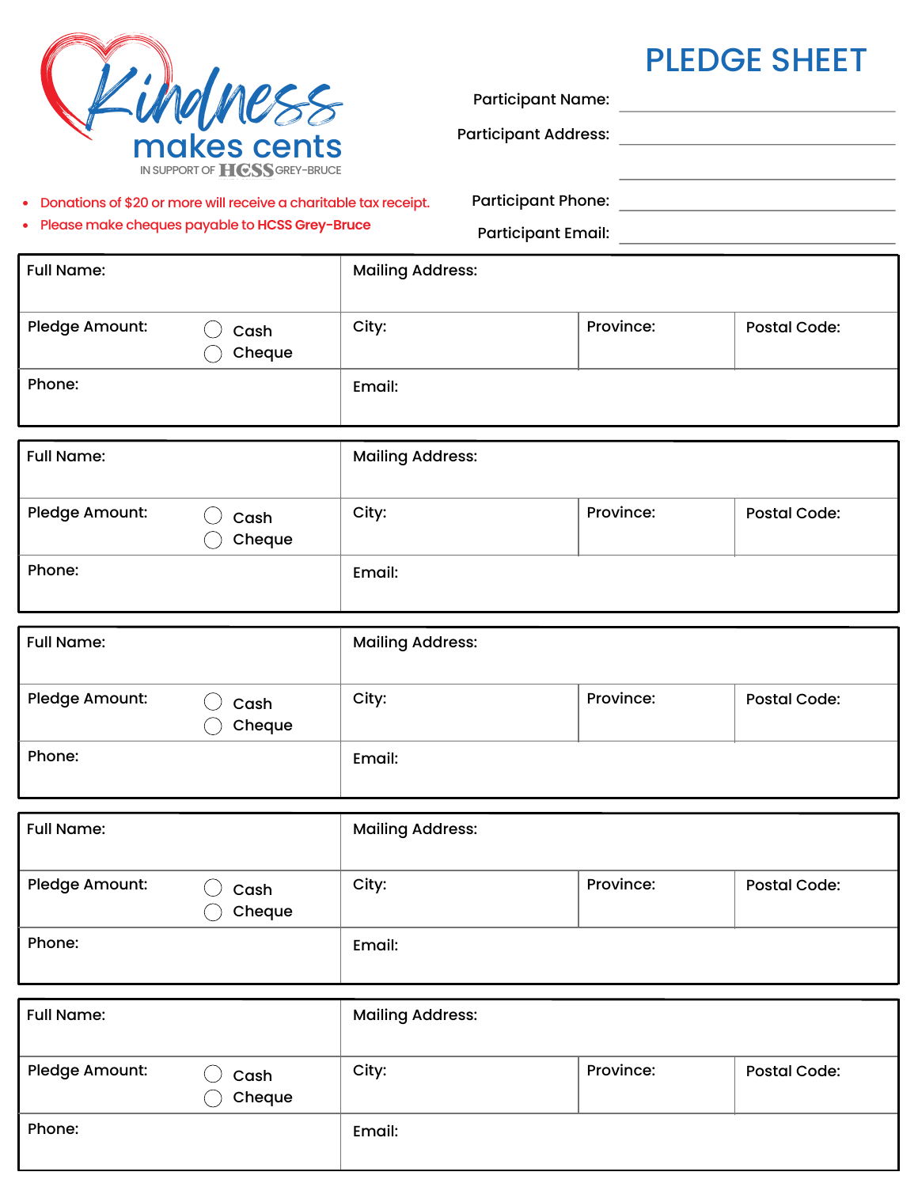Kindness makes cents

IN SUPPORT OF HCSS GREY-BRUCE

# PLEDGE SHEET

Participant Name: ______________________

Participant Address: ______________________

______________________

Participant Phone: ______________________

Participant Email: ______________________

- Donations of $20 or more will receive a charitable tax receipt.
- Please make cheques payable to **HCSS Grey-Bruce**

| Full Name: | Mailing Address: | | |
|---|---|---|---|
| Pledge Amount: ◯ Cash ◯ Cheque | City: | Province: | Postal Code: |
| Phone: | Email: | | |

| Full Name: | Mailing Address: | | |
|---|---|---|---|
| Pledge Amount: ◯ Cash ◯ Cheque | City: | Province: | Postal Code: |
| Phone: | Email: | | |

| Full Name: | Mailing Address: | | |
|---|---|---|---|
| Pledge Amount: ◯ Cash ◯ Cheque | City: | Province: | Postal Code: |
| Phone: | Email: | | |

| Full Name: | Mailing Address: | | |
|---|---|---|---|
| Pledge Amount: ◯ Cash ◯ Cheque | City: | Province: | Postal Code: |
| Phone: | Email: | | |

| Full Name: | Mailing Address: | | |
|---|---|---|---|
| Pledge Amount: ◯ Cash ◯ Cheque | City: | Province: | Postal Code: |
| Phone: | Email: | | |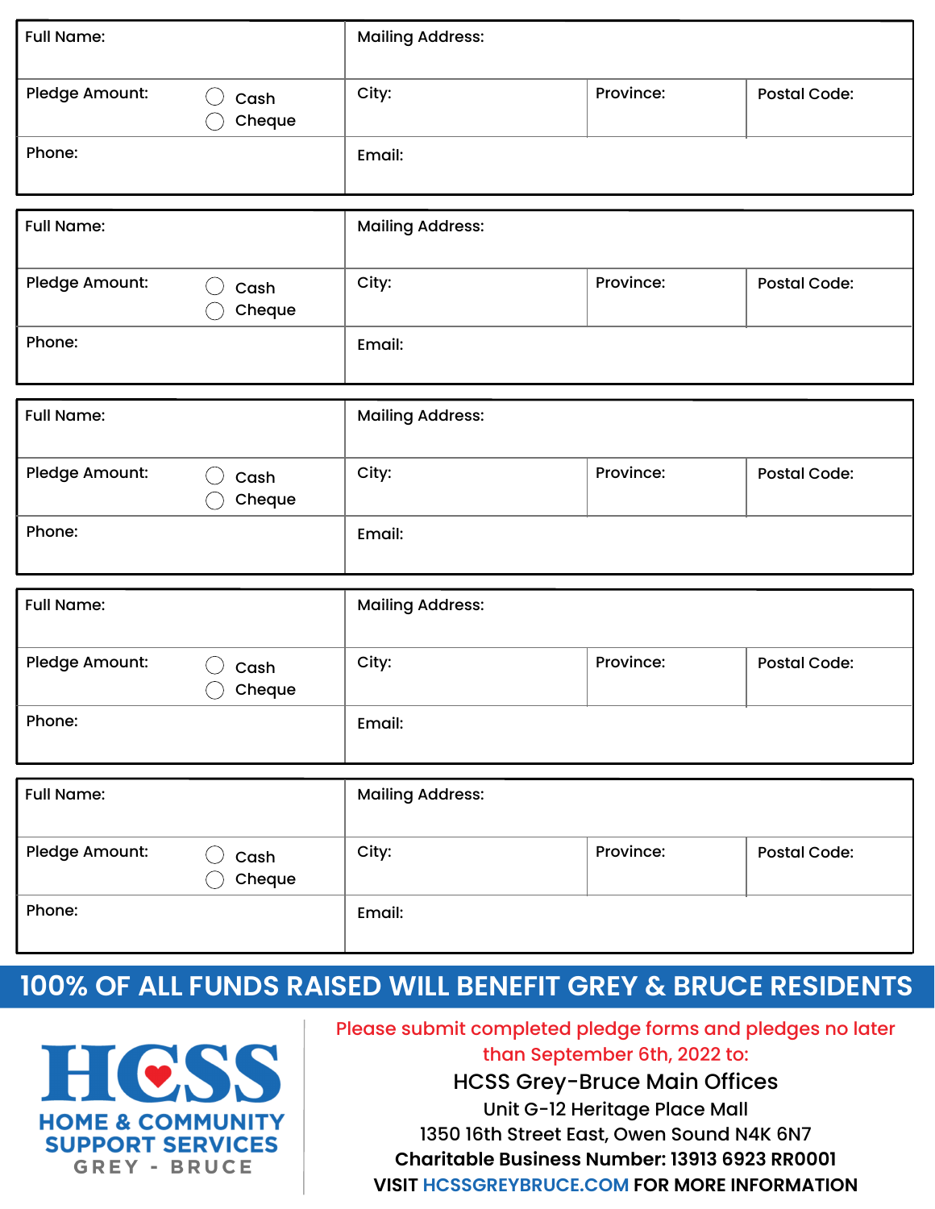| | | | |
|---|---|---|---|
| Full Name: | Mailing Address: | | |
| Pledge Amount: ◯ Cash ◯ Cheque | City: | Province: | Postal Code: |
| Phone: | Email: | | |

| | | | |
|---|---|---|---|
| Full Name: | Mailing Address: | | |
| Pledge Amount: ◯ Cash ◯ Cheque | City: | Province: | Postal Code: |
| Phone: | Email: | | |

| | | | |
|---|---|---|---|
| Full Name: | Mailing Address: | | |
| Pledge Amount: ◯ Cash ◯ Cheque | City: | Province: | Postal Code: |
| Phone: | Email: | | |

| | | | |
|---|---|---|---|
| Full Name: | Mailing Address: | | |
| Pledge Amount: ◯ Cash ◯ Cheque | City: | Province: | Postal Code: |
| Phone: | Email: | | |

| | | | |
|---|---|---|---|
| Full Name: | Mailing Address: | | |
| Pledge Amount: ◯ Cash ◯ Cheque | City: | Province: | Postal Code: |
| Phone: | Email: | | |

## 100% OF ALL FUNDS RAISED WILL BENEFIT GREY & BRUCE RESIDENTS

HCSS
HOME & COMMUNITY SUPPORT SERVICES
GREY - BRUCE

Please submit completed pledge forms and pledges no later than September 6th, 2022 to:

HCSS Grey-Bruce Main Offices
Unit G-12 Heritage Place Mall
1350 16th Street East, Owen Sound N4K 6N7
**Charitable Business Number: 13913 6923 RR0001**
**VISIT HCSSGREYBRUCE.COM FOR MORE INFORMATION**